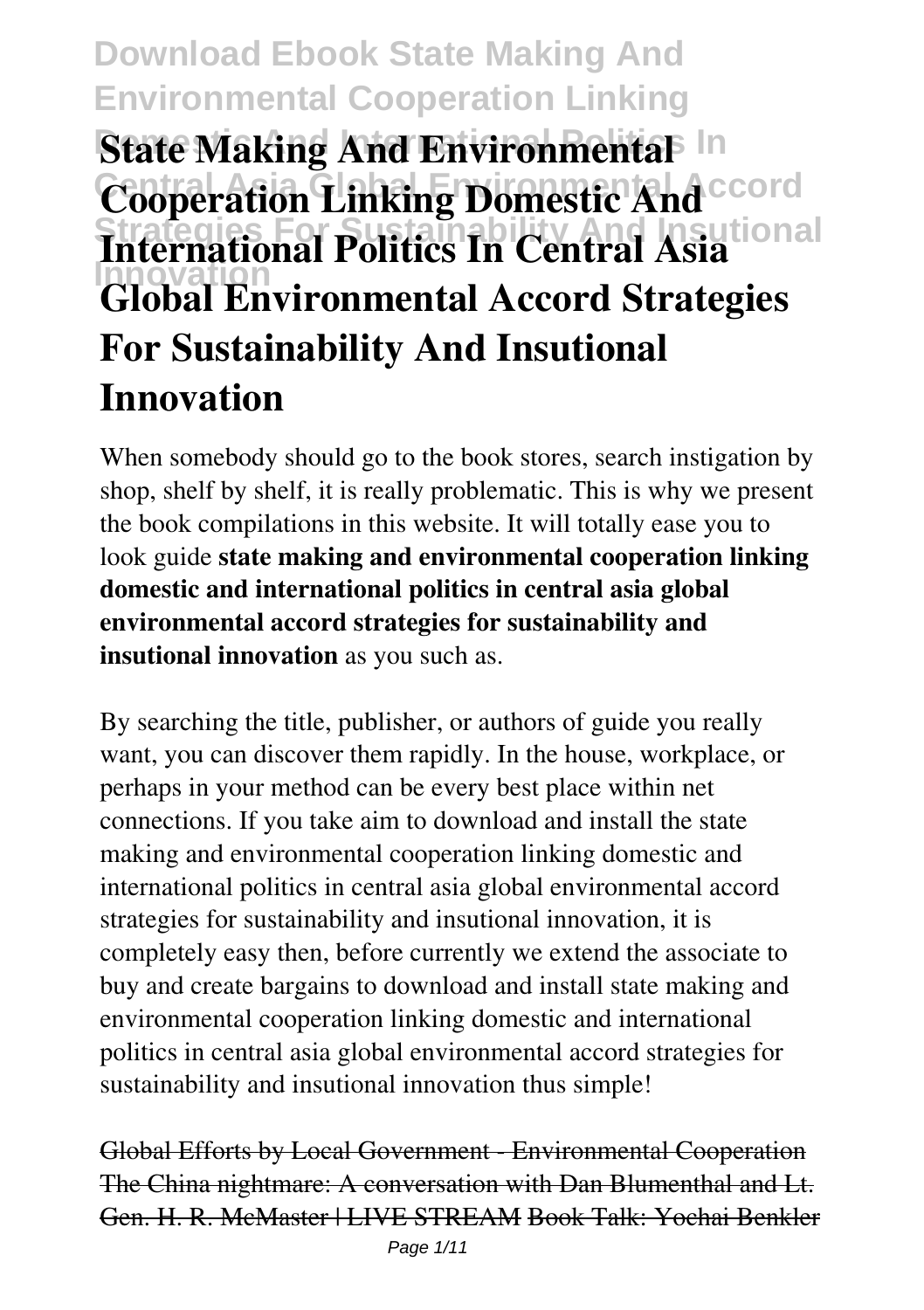# State Making And Environmental Cooperation Linking Domestic And International Politics In Central Asia Global Environmental Accord Strategies For Sustainability And Insutional Innovation

When somebody should go to the book stores, search instigation by shop, shelf by shelf, it is really problematic. This is why we present the book compilations in this website. It will totally ease you to look guide **state making and environmental cooperation linking domestic and international politics in central asia global environmental accord strategies for sustainability and insutional innovation** as you such as.

By searching the title, publisher, or authors of guide you really want, you can discover them rapidly. In the house, workplace, or perhaps in your method can be every best place within net connections. If you take aim to download and install the state making and environmental cooperation linking domestic and international politics in central asia global environmental accord strategies for sustainability and insutional innovation, it is completely easy then, before currently we extend the associate to buy and create bargains to download and install state making and environmental cooperation linking domestic and international politics in central asia global environmental accord strategies for sustainability and insutional innovation thus simple!

Global Efforts by Local Government - Environmental Cooperation The China nightmare: A conversation with Dan Blumenthal and Lt. Gen. H. R. McMaster | LIVE STREAM Book Talk: Yochai Benkler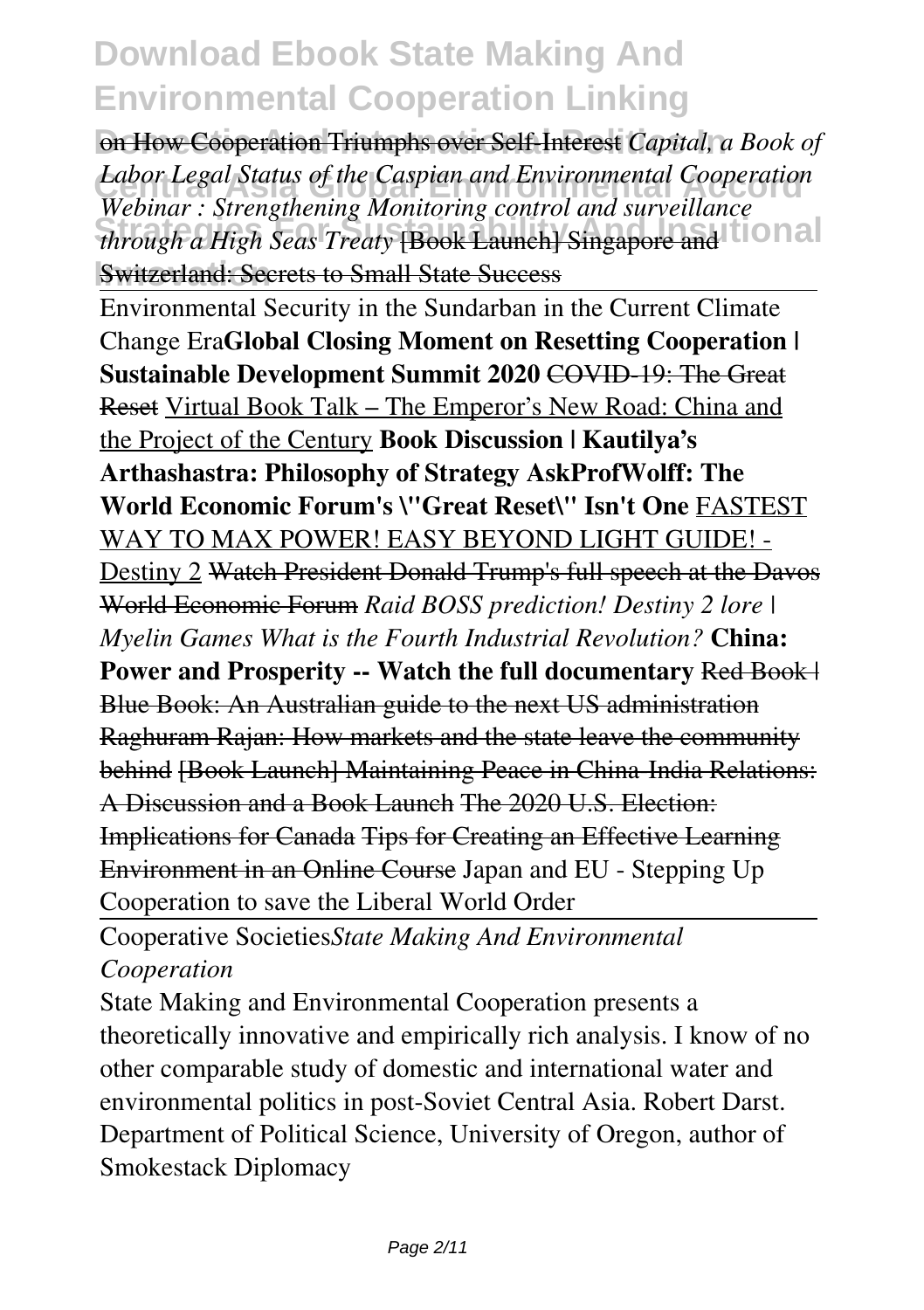on How Cooperation Triumphs over Self-Interest *Capital, a Book of Labor Legal Status of the Caspian and Environmental Cooperation Webinar : Strengthening Monitoring control and surveillance through a High Seas Treaty* ~~[Book Launch] Singapore and Switzerland: Secrets to Small State Success~~

Environmental Security in the Sundarban in the Current Climate Change Era**Global Closing Moment on Resetting Cooperation | Sustainable Development Summit 2020** ~~COVID-19: The Great Reset~~ Virtual Book Talk – The Emperor's New Road: China and the Project of the Century **Book Discussion | Kautilya's Arthashastra: Philosophy of Strategy AskProfWolff: The World Economic Forum's \"Great Reset\" Isn't One** FASTEST WAY TO MAX POWER! EASY BEYOND LIGHT GUIDE! - Destiny 2 ~~Watch President Donald Trump's full speech at the Davos World Economic Forum~~ *Raid BOSS prediction! Destiny 2 lore | Myelin Games What is the Fourth Industrial Revolution?* **China: Power and Prosperity -- Watch the full documentary** ~~Red Book | Blue Book: An Australian guide to the next US administration~~ ~~Raghuram Rajan: How markets and the state leave the community behind~~ ~~[Book Launch] Maintaining Peace in China-India Relations: A Discussion and a Book Launch~~ ~~The 2020 U.S. Election: Implications for Canada~~ ~~Tips for Creating an Effective Learning Environment in an Online Course~~ Japan and EU - Stepping Up Cooperation to save the Liberal World Order

Cooperative Societies*State Making And Environmental Cooperation*

State Making and Environmental Cooperation presents a theoretically innovative and empirically rich analysis. I know of no other comparable study of domestic and international water and environmental politics in post-Soviet Central Asia. Robert Darst. Department of Political Science, University of Oregon, author of Smokestack Diplomacy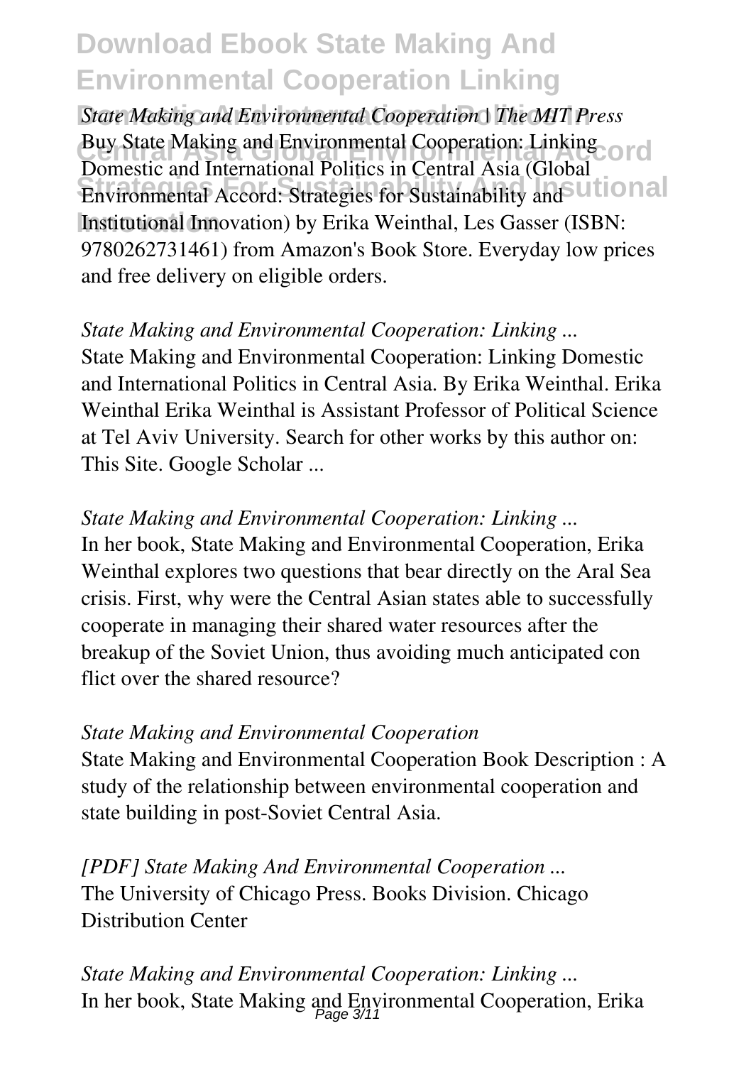*State Making and Environmental Cooperation | The MIT Press*
Buy State Making and Environmental Cooperation: Linking Domestic and International Politics in Central Asia (Global Environmental Accord: Strategies for Sustainability and Institutional Innovation) by Erika Weinthal, Les Gasser (ISBN: 9780262731461) from Amazon's Book Store. Everyday low prices and free delivery on eligible orders.

*State Making and Environmental Cooperation: Linking ...*
State Making and Environmental Cooperation: Linking Domestic and International Politics in Central Asia. By Erika Weinthal. Erika Weinthal Erika Weinthal is Assistant Professor of Political Science at Tel Aviv University. Search for other works by this author on: This Site. Google Scholar ...

*State Making and Environmental Cooperation: Linking ...*
In her book, State Making and Environmental Cooperation, Erika Weinthal explores two questions that bear directly on the Aral Sea crisis. First, why were the Central Asian states able to successfully cooperate in managing their shared water resources after the breakup of the Soviet Union, thus avoiding much anticipated con flict over the shared resource?

*State Making and Environmental Cooperation*
State Making and Environmental Cooperation Book Description : A study of the relationship between environmental cooperation and state building in post-Soviet Central Asia.

*[PDF] State Making And Environmental Cooperation ...*
The University of Chicago Press. Books Division. Chicago Distribution Center

*State Making and Environmental Cooperation: Linking ...*
In her book, State Making and Environmental Cooperation, Erika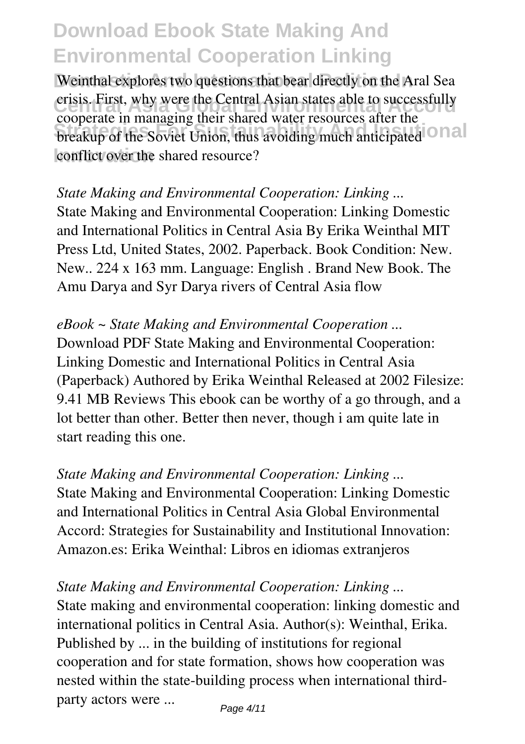Weinthal explores two questions that bear directly on the Aral Sea crisis. First, why were the Central Asian states able to successfully cooperate in managing their shared water resources after the breakup of the Soviet Union, thus avoiding much anticipated conflict over the shared resource?

*State Making and Environmental Cooperation: Linking ...*
State Making and Environmental Cooperation: Linking Domestic and International Politics in Central Asia By Erika Weinthal MIT Press Ltd, United States, 2002. Paperback. Book Condition: New. New.. 224 x 163 mm. Language: English . Brand New Book. The Amu Darya and Syr Darya rivers of Central Asia flow

*eBook ~ State Making and Environmental Cooperation ...*
Download PDF State Making and Environmental Cooperation: Linking Domestic and International Politics in Central Asia (Paperback) Authored by Erika Weinthal Released at 2002 Filesize: 9.41 MB Reviews This ebook can be worthy of a go through, and a lot better than other. Better then never, though i am quite late in start reading this one.

*State Making and Environmental Cooperation: Linking ...*
State Making and Environmental Cooperation: Linking Domestic and International Politics in Central Asia Global Environmental Accord: Strategies for Sustainability and Institutional Innovation: Amazon.es: Erika Weinthal: Libros en idiomas extranjeros

*State Making and Environmental Cooperation: Linking ...*
State making and environmental cooperation: linking domestic and international politics in Central Asia. Author(s): Weinthal, Erika. Published by ... in the building of institutions for regional cooperation and for state formation, shows how cooperation was nested within the state-building process when international third-party actors were ...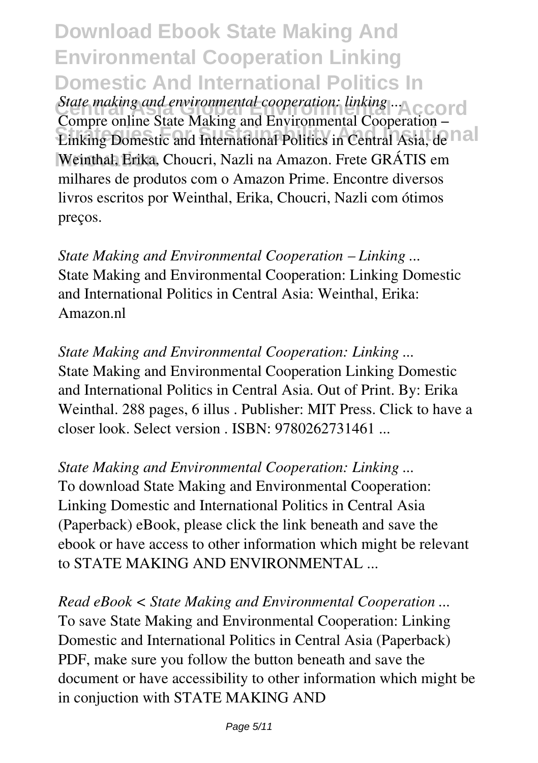*State making and environmental cooperation: linking ...*
Compre online State Making and Environmental Cooperation – Linking Domestic and International Politics in Central Asia, de Weinthal, Erika, Choucri, Nazli na Amazon. Frete GRÁTIS em milhares de produtos com o Amazon Prime. Encontre diversos livros escritos por Weinthal, Erika, Choucri, Nazli com ótimos preços.

*State Making and Environmental Cooperation – Linking ...*
State Making and Environmental Cooperation: Linking Domestic and International Politics in Central Asia: Weinthal, Erika: Amazon.nl

*State Making and Environmental Cooperation: Linking ...*
State Making and Environmental Cooperation Linking Domestic and International Politics in Central Asia. Out of Print. By: Erika Weinthal. 288 pages, 6 illus . Publisher: MIT Press. Click to have a closer look. Select version . ISBN: 9780262731461 ...

*State Making and Environmental Cooperation: Linking ...*
To download State Making and Environmental Cooperation: Linking Domestic and International Politics in Central Asia (Paperback) eBook, please click the link beneath and save the ebook or have access to other information which might be relevant to STATE MAKING AND ENVIRONMENTAL ...

*Read eBook < State Making and Environmental Cooperation ...*
To save State Making and Environmental Cooperation: Linking Domestic and International Politics in Central Asia (Paperback) PDF, make sure you follow the button beneath and save the document or have accessibility to other information which might be in conjuction with STATE MAKING AND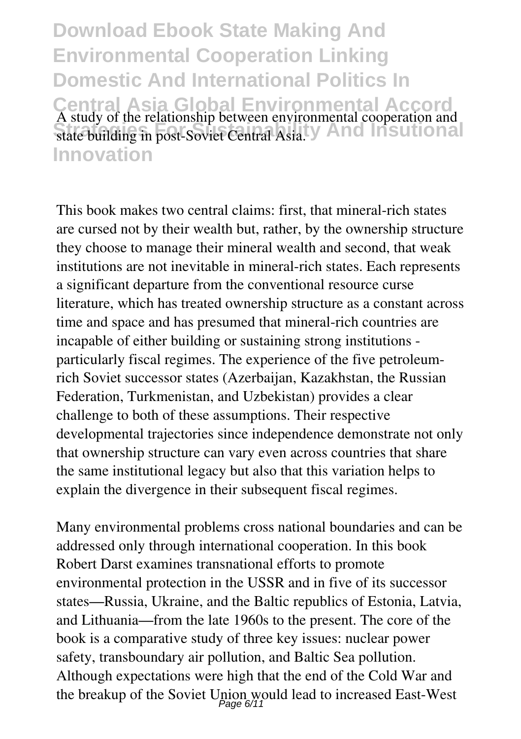# Download Ebook State Making And Environmental Cooperation Linking Domestic And International Politics In Central Asia Global Environmental Accord Strategies For Sustainability And Insutional Innovation

A study of the relationship between environmental cooperation and state building in post-Soviet Central Asia.

This book makes two central claims: first, that mineral-rich states are cursed not by their wealth but, rather, by the ownership structure they choose to manage their mineral wealth and second, that weak institutions are not inevitable in mineral-rich states. Each represents a significant departure from the conventional resource curse literature, which has treated ownership structure as a constant across time and space and has presumed that mineral-rich countries are incapable of either building or sustaining strong institutions - particularly fiscal regimes. The experience of the five petroleum-rich Soviet successor states (Azerbaijan, Kazakhstan, the Russian Federation, Turkmenistan, and Uzbekistan) provides a clear challenge to both of these assumptions. Their respective developmental trajectories since independence demonstrate not only that ownership structure can vary even across countries that share the same institutional legacy but also that this variation helps to explain the divergence in their subsequent fiscal regimes.

Many environmental problems cross national boundaries and can be addressed only through international cooperation. In this book Robert Darst examines transnational efforts to promote environmental protection in the USSR and in five of its successor states—Russia, Ukraine, and the Baltic republics of Estonia, Latvia, and Lithuania—from the late 1960s to the present. The core of the book is a comparative study of three key issues: nuclear power safety, transboundary air pollution, and Baltic Sea pollution. Although expectations were high that the end of the Cold War and the breakup of the Soviet Union would lead to increased East-West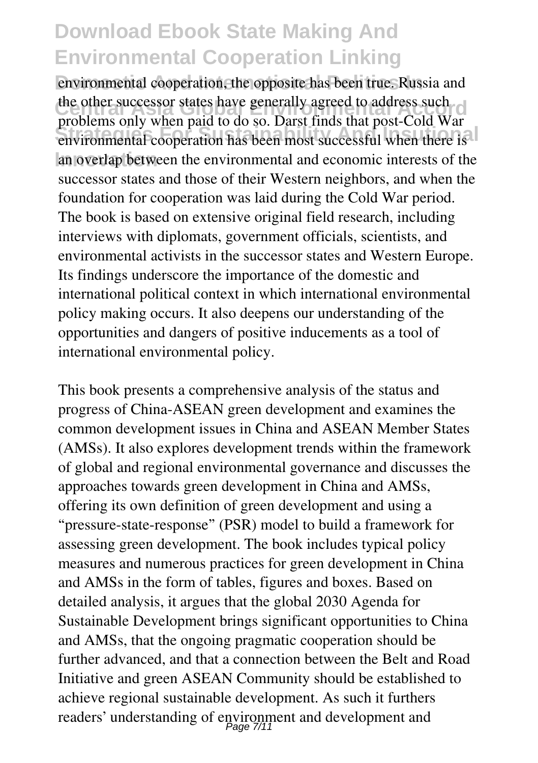environmental cooperation, the opposite has been true. Russia and the other successor states have generally agreed to address such problems only when paid to do so. Darst finds that post-Cold War environmental cooperation has been most successful when there is an overlap between the environmental and economic interests of the successor states and those of their Western neighbors, and when the foundation for cooperation was laid during the Cold War period. The book is based on extensive original field research, including interviews with diplomats, government officials, scientists, and environmental activists in the successor states and Western Europe. Its findings underscore the importance of the domestic and international political context in which international environmental policy making occurs. It also deepens our understanding of the opportunities and dangers of positive inducements as a tool of international environmental policy.

This book presents a comprehensive analysis of the status and progress of China-ASEAN green development and examines the common development issues in China and ASEAN Member States (AMSs). It also explores development trends within the framework of global and regional environmental governance and discusses the approaches towards green development in China and AMSs, offering its own definition of green development and using a "pressure-state-response" (PSR) model to build a framework for assessing green development. The book includes typical policy measures and numerous practices for green development in China and AMSs in the form of tables, figures and boxes. Based on detailed analysis, it argues that the global 2030 Agenda for Sustainable Development brings significant opportunities to China and AMSs, that the ongoing pragmatic cooperation should be further advanced, and that a connection between the Belt and Road Initiative and green ASEAN Community should be established to achieve regional sustainable development. As such it furthers readers' understanding of environment and development and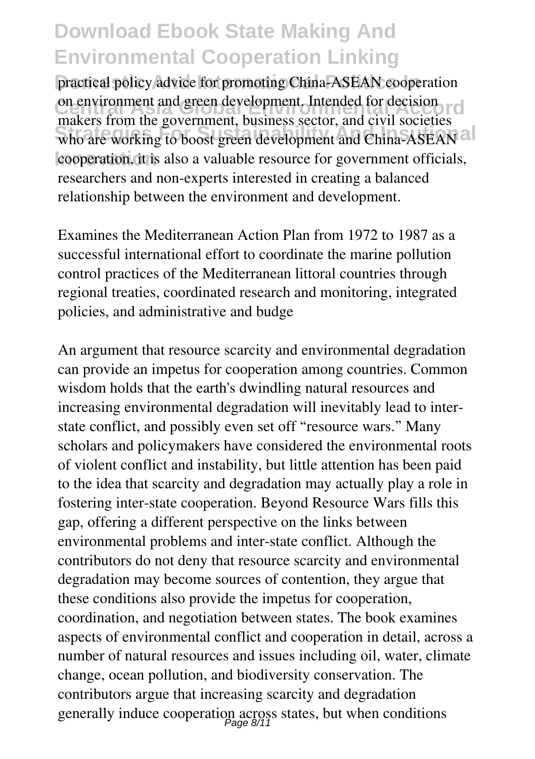practical policy advice for promoting China-ASEAN cooperation on environment and green development. Intended for decision makers from the government, business sector, and civil societies who are working to boost green development and China-ASEAN cooperation, it is also a valuable resource for government officials, researchers and non-experts interested in creating a balanced relationship between the environment and development.

Examines the Mediterranean Action Plan from 1972 to 1987 as a successful international effort to coordinate the marine pollution control practices of the Mediterranean littoral countries through regional treaties, coordinated research and monitoring, integrated policies, and administrative and budge

An argument that resource scarcity and environmental degradation can provide an impetus for cooperation among countries. Common wisdom holds that the earth's dwindling natural resources and increasing environmental degradation will inevitably lead to inter-state conflict, and possibly even set off "resource wars." Many scholars and policymakers have considered the environmental roots of violent conflict and instability, but little attention has been paid to the idea that scarcity and degradation may actually play a role in fostering inter-state cooperation. Beyond Resource Wars fills this gap, offering a different perspective on the links between environmental problems and inter-state conflict. Although the contributors do not deny that resource scarcity and environmental degradation may become sources of contention, they argue that these conditions also provide the impetus for cooperation, coordination, and negotiation between states. The book examines aspects of environmental conflict and cooperation in detail, across a number of natural resources and issues including oil, water, climate change, ocean pollution, and biodiversity conservation. The contributors argue that increasing scarcity and degradation generally induce cooperation across states, but when conditions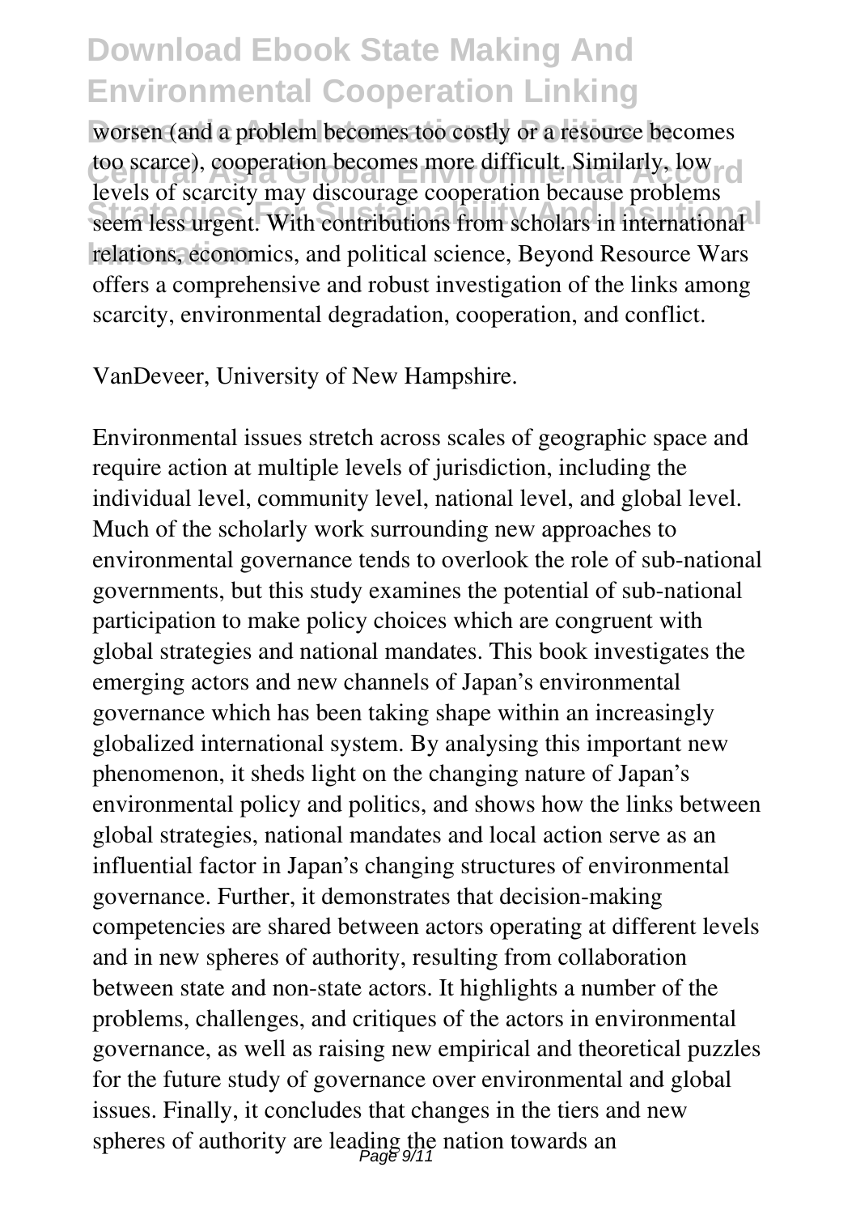worsen (and a problem becomes too costly or a resource becomes too scarce), cooperation becomes more difficult. Similarly, low levels of scarcity may discourage cooperation because problems seem less urgent. With contributions from scholars in international relations, economics, and political science, Beyond Resource Wars offers a comprehensive and robust investigation of the links among scarcity, environmental degradation, cooperation, and conflict.

VanDeveer, University of New Hampshire.

Environmental issues stretch across scales of geographic space and require action at multiple levels of jurisdiction, including the individual level, community level, national level, and global level. Much of the scholarly work surrounding new approaches to environmental governance tends to overlook the role of sub-national governments, but this study examines the potential of sub-national participation to make policy choices which are congruent with global strategies and national mandates. This book investigates the emerging actors and new channels of Japan's environmental governance which has been taking shape within an increasingly globalized international system. By analysing this important new phenomenon, it sheds light on the changing nature of Japan's environmental policy and politics, and shows how the links between global strategies, national mandates and local action serve as an influential factor in Japan's changing structures of environmental governance. Further, it demonstrates that decision-making competencies are shared between actors operating at different levels and in new spheres of authority, resulting from collaboration between state and non-state actors. It highlights a number of the problems, challenges, and critiques of the actors in environmental governance, as well as raising new empirical and theoretical puzzles for the future study of governance over environmental and global issues. Finally, it concludes that changes in the tiers and new spheres of authority are leading the nation towards an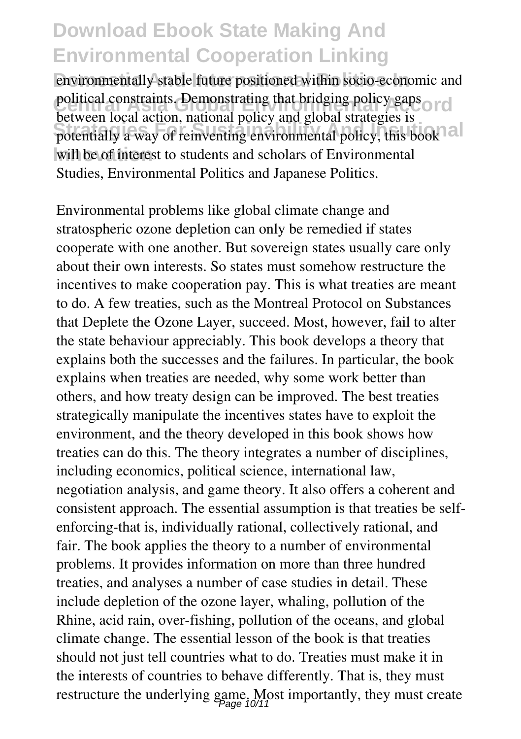environmentally stable future positioned within socio-economic and political constraints. Demonstrating that bridging policy gaps between local action, national policy and global strategies is potentially a way of reinventing environmental policy, this book will be of interest to students and scholars of Environmental Studies, Environmental Politics and Japanese Politics.

Environmental problems like global climate change and stratospheric ozone depletion can only be remedied if states cooperate with one another. But sovereign states usually care only about their own interests. So states must somehow restructure the incentives to make cooperation pay. This is what treaties are meant to do. A few treaties, such as the Montreal Protocol on Substances that Deplete the Ozone Layer, succeed. Most, however, fail to alter the state behaviour appreciably. This book develops a theory that explains both the successes and the failures. In particular, the book explains when treaties are needed, why some work better than others, and how treaty design can be improved. The best treaties strategically manipulate the incentives states have to exploit the environment, and the theory developed in this book shows how treaties can do this. The theory integrates a number of disciplines, including economics, political science, international law, negotiation analysis, and game theory. It also offers a coherent and consistent approach. The essential assumption is that treaties be self-enforcing-that is, individually rational, collectively rational, and fair. The book applies the theory to a number of environmental problems. It provides information on more than three hundred treaties, and analyses a number of case studies in detail. These include depletion of the ozone layer, whaling, pollution of the Rhine, acid rain, over-fishing, pollution of the oceans, and global climate change. The essential lesson of the book is that treaties should not just tell countries what to do. Treaties must make it in the interests of countries to behave differently. That is, they must restructure the underlying game. Most importantly, they must create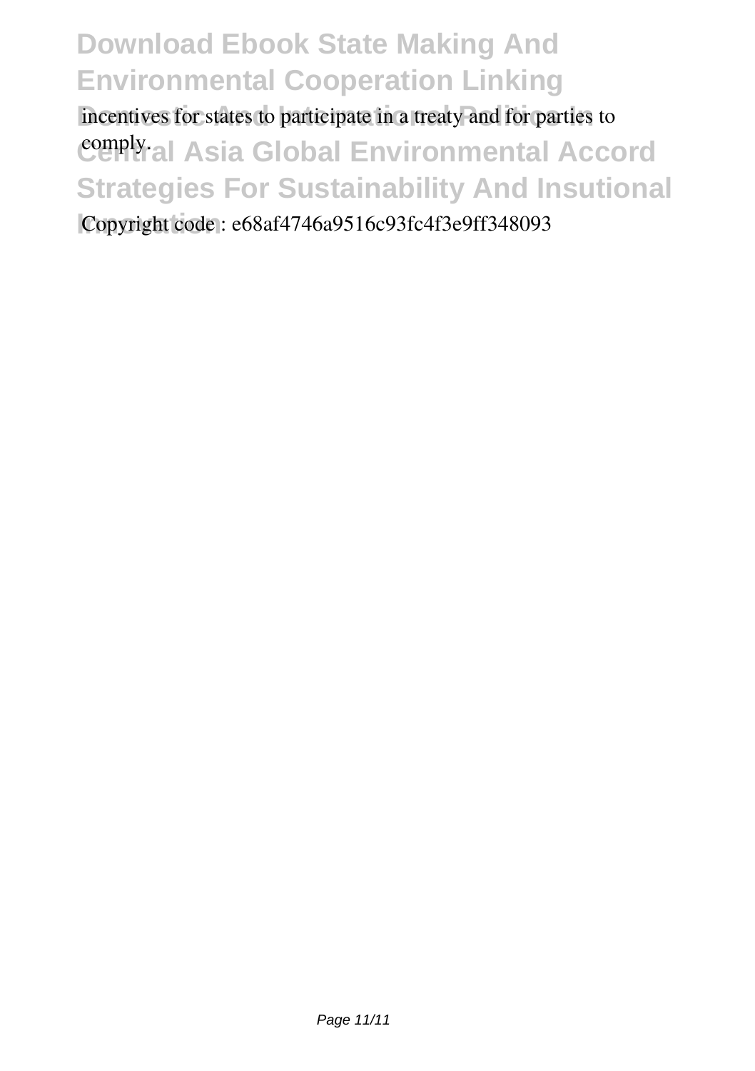incentives for states to participate in a treaty and for parties to comply.

Copyright code : e68af4746a9516c93fc4f3e9ff348093